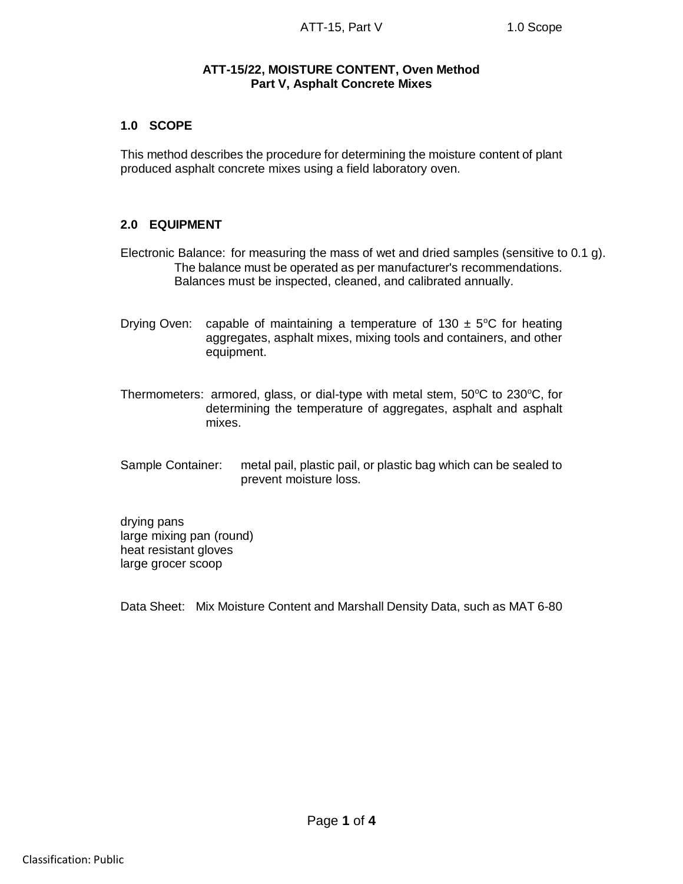**ATT-15/22, MOISTURE CONTENT, Oven Method**
**Part V, Asphalt Concrete Mixes**

## 1.0 SCOPE

This method describes the procedure for determining the moisture content of plant produced asphalt concrete mixes using a field laboratory oven.

## 2.0 EQUIPMENT

Electronic Balance: for measuring the mass of wet and dried samples (sensitive to 0.1 g). The balance must be operated as per manufacturer's recommendations. Balances must be inspected, cleaned, and calibrated annually.

Drying Oven: capable of maintaining a temperature of 130 ± 5°C for heating aggregates, asphalt mixes, mixing tools and containers, and other equipment.

Thermometers: armored, glass, or dial-type with metal stem, 50°C to 230°C, for determining the temperature of aggregates, asphalt and asphalt mixes.

Sample Container: metal pail, plastic pail, or plastic bag which can be sealed to prevent moisture loss.

drying pans
large mixing pan (round)
heat resistant gloves
large grocer scoop

Data Sheet: Mix Moisture Content and Marshall Density Data, such as MAT 6-80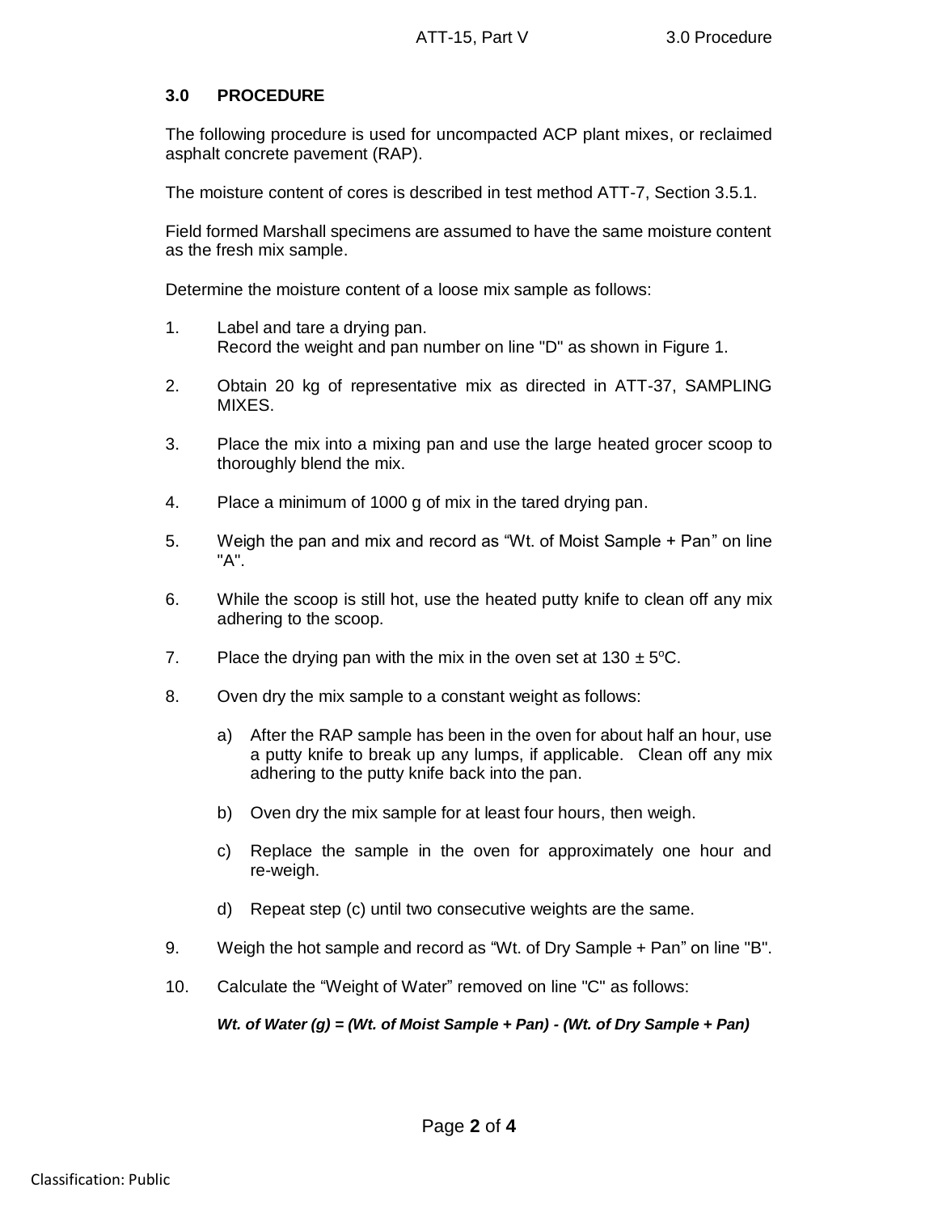## 3.0 PROCEDURE

The following procedure is used for uncompacted ACP plant mixes, or reclaimed asphalt concrete pavement (RAP).

The moisture content of cores is described in test method ATT-7, Section 3.5.1.

Field formed Marshall specimens are assumed to have the same moisture content as the fresh mix sample.

Determine the moisture content of a loose mix sample as follows:

1. Label and tare a drying pan.
   Record the weight and pan number on line "D" as shown in Figure 1.

2. Obtain 20 kg of representative mix as directed in ATT-37, SAMPLING MIXES.

3. Place the mix into a mixing pan and use the large heated grocer scoop to thoroughly blend the mix.

4. Place a minimum of 1000 g of mix in the tared drying pan.

5. Weigh the pan and mix and record as "Wt. of Moist Sample + Pan" on line "A".

6. While the scoop is still hot, use the heated putty knife to clean off any mix adhering to the scoop.

7. Place the drying pan with the mix in the oven set at 130 ± 5°C.

8. Oven dry the mix sample to a constant weight as follows:

   a) After the RAP sample has been in the oven for about half an hour, use a putty knife to break up any lumps, if applicable. Clean off any mix adhering to the putty knife back into the pan.

   b) Oven dry the mix sample for at least four hours, then weigh.

   c) Replace the sample in the oven for approximately one hour and re-weigh.

   d) Repeat step (c) until two consecutive weights are the same.

9. Weigh the hot sample and record as "Wt. of Dry Sample + Pan" on line "B".

10. Calculate the "Weight of Water" removed on line "C" as follows:

    ***Wt. of Water (g) = (Wt. of Moist Sample + Pan) - (Wt. of Dry Sample + Pan)***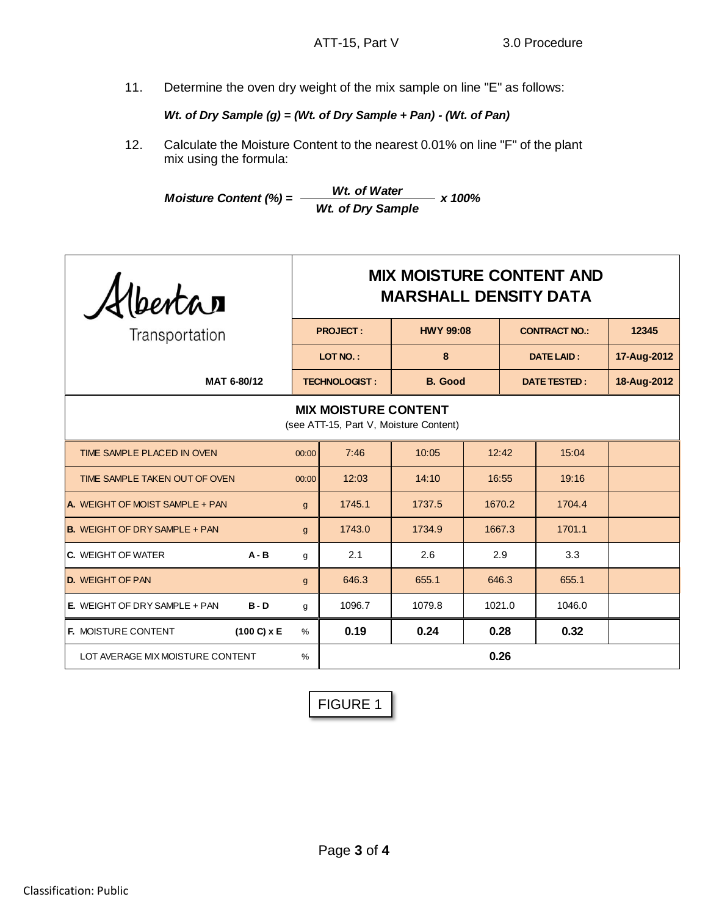11. Determine the oven dry weight of the mix sample on line "E" as follows:

    ***Wt. of Dry Sample (g) = (Wt. of Dry Sample + Pan) - (Wt. of Pan)***

12. Calculate the Moisture Content to the nearest 0.01% on line "F" of the plant mix using the formula:

$$\textit{Moisture Content (\%)} = \frac{\textit{Wt. of Water}}{\textit{Wt. of Dry Sample}} \times 100\%$$

| Alberta Transportation | **MIX MOISTURE CONTENT AND MARSHALL DENSITY DATA** | | | |
|---|---|---|---|---|
| | **PROJECT :** | **HWY 99:08** | **CONTRACT NO.:** | **12345** |
| | **LOT NO. :** | **8** | **DATE LAID :** | **17-Aug-2012** |
| **MAT 6-80/12** | **TECHNOLOGIST :** | **B. Good** | **DATE TESTED :** | **18-Aug-2012** |

**MIX MOISTURE CONTENT**
(see ATT-15, Part V, Moisture Content)

| | | Unit | | | | | |
|---|---|---|---|---|---|---|---|
| TIME SAMPLE PLACED IN OVEN | | 00:00 | 7:46 | 10:05 | 12:42 | 15:04 | |
| TIME SAMPLE TAKEN OUT OF OVEN | | 00:00 | 12:03 | 14:10 | 16:55 | 19:16 | |
| **A.** WEIGHT OF MOIST SAMPLE + PAN | | g | 1745.1 | 1737.5 | 1670.2 | 1704.4 | |
| **B.** WEIGHT OF DRY SAMPLE + PAN | | g | 1743.0 | 1734.9 | 1667.3 | 1701.1 | |
| **C.** WEIGHT OF WATER | **A - B** | g | 2.1 | 2.6 | 2.9 | 3.3 | |
| **D.** WEIGHT OF PAN | | g | 646.3 | 655.1 | 646.3 | 655.1 | |
| **E.** WEIGHT OF DRY SAMPLE + PAN | **B - D** | g | 1096.7 | 1079.8 | 1021.0 | 1046.0 | |
| **F.** MOISTURE CONTENT | **(100 C) x E** | % | **0.19** | **0.24** | **0.28** | **0.32** | |
| LOT AVERAGE MIX MOISTURE CONTENT | | % | | | **0.26** | | |

FIGURE 1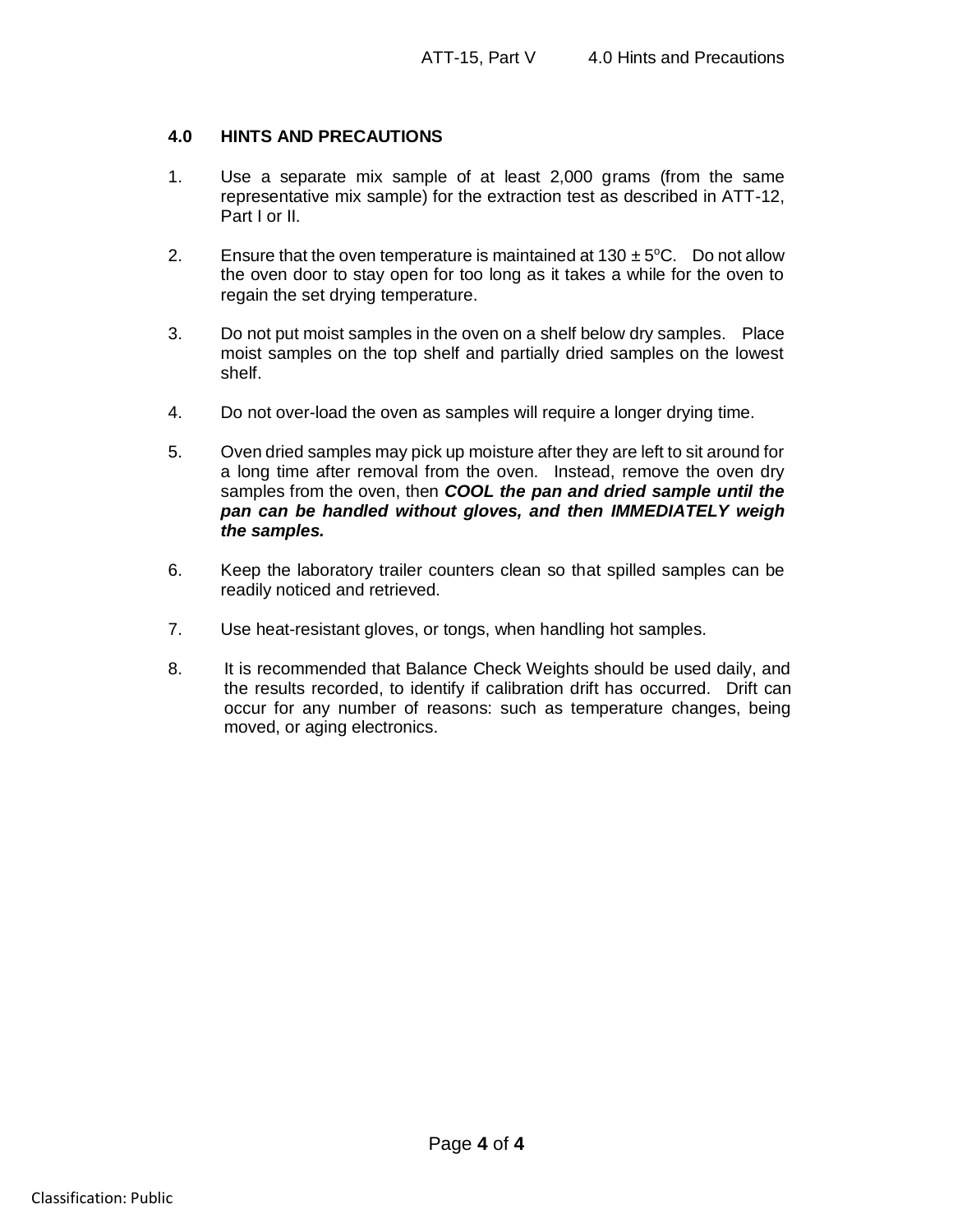## 4.0 HINTS AND PRECAUTIONS

1. Use a separate mix sample of at least 2,000 grams (from the same representative mix sample) for the extraction test as described in ATT-12, Part I or II.

2. Ensure that the oven temperature is maintained at 130 ± 5°C. Do not allow the oven door to stay open for too long as it takes a while for the oven to regain the set drying temperature.

3. Do not put moist samples in the oven on a shelf below dry samples. Place moist samples on the top shelf and partially dried samples on the lowest shelf.

4. Do not over-load the oven as samples will require a longer drying time.

5. Oven dried samples may pick up moisture after they are left to sit around for a long time after removal from the oven. Instead, remove the oven dry samples from the oven, then ***COOL the pan and dried sample until the pan can be handled without gloves, and then IMMEDIATELY weigh the samples.***

6. Keep the laboratory trailer counters clean so that spilled samples can be readily noticed and retrieved.

7. Use heat-resistant gloves, or tongs, when handling hot samples.

8. It is recommended that Balance Check Weights should be used daily, and the results recorded, to identify if calibration drift has occurred. Drift can occur for any number of reasons: such as temperature changes, being moved, or aging electronics.